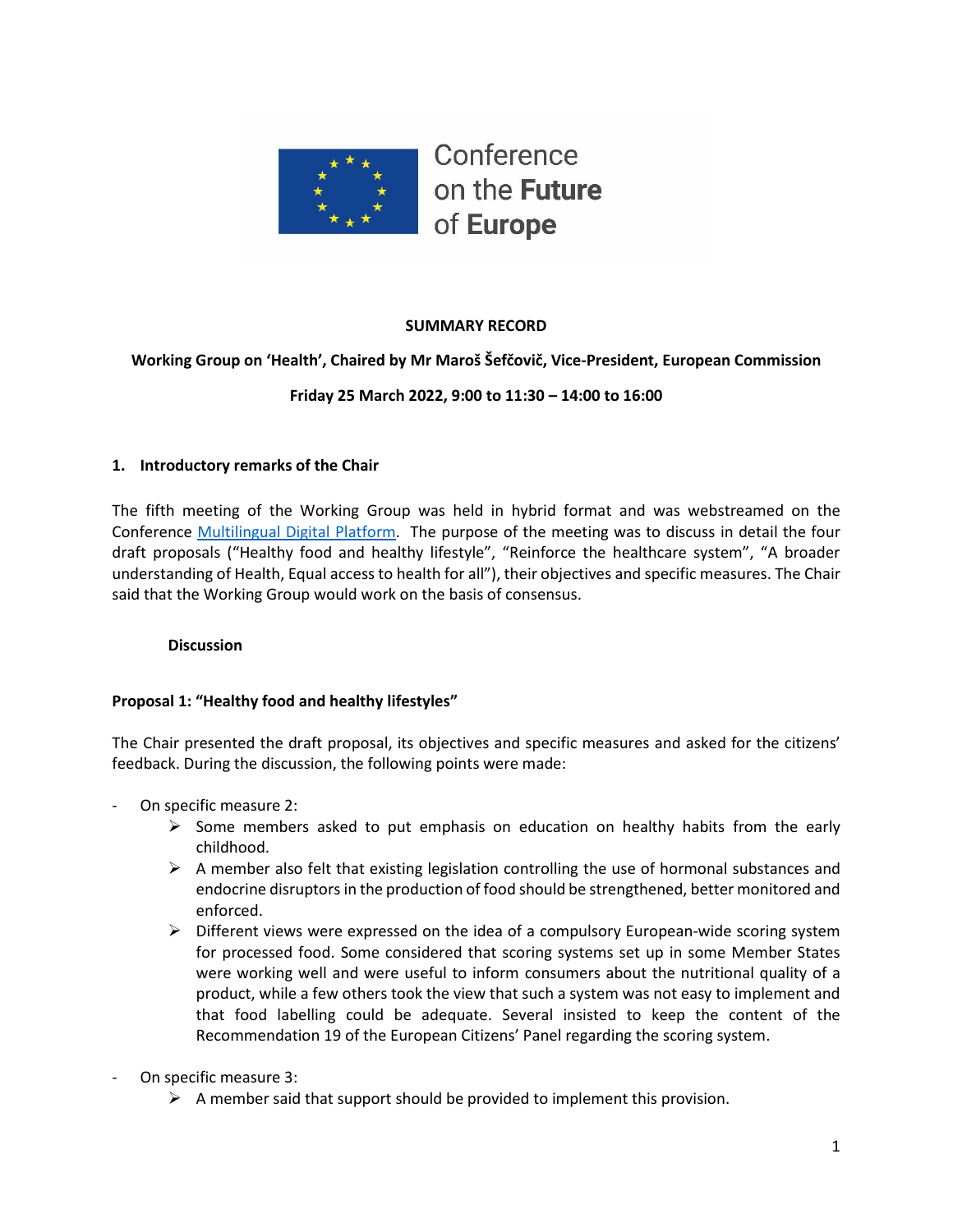Conference on the **Future** of **Europe**

**SUMMARY RECORD**

**Working Group on 'Health', Chaired by Mr Maroš Šefčovič, Vice-President, European Commission**

**Friday 25 March 2022, 9:00 to 11:30 – 14:00 to 16:00**

## 1. Introductory remarks of the Chair

The fifth meeting of the Working Group was held in hybrid format and was webstreamed on the Conference [Multilingual Digital Platform](). The purpose of the meeting was to discuss in detail the four draft proposals ("Healthy food and healthy lifestyle", "Reinforce the healthcare system", "A broader understanding of Health, Equal access to health for all"), their objectives and specific measures. The Chair said that the Working Group would work on the basis of consensus.

### Discussion

### Proposal 1: "Healthy food and healthy lifestyles"

The Chair presented the draft proposal, its objectives and specific measures and asked for the citizens' feedback. During the discussion, the following points were made:

- On specific measure 2:
  - Some members asked to put emphasis on education on healthy habits from the early childhood.
  - A member also felt that existing legislation controlling the use of hormonal substances and endocrine disruptors in the production of food should be strengthened, better monitored and enforced.
  - Different views were expressed on the idea of a compulsory European-wide scoring system for processed food. Some considered that scoring systems set up in some Member States were working well and were useful to inform consumers about the nutritional quality of a product, while a few others took the view that such a system was not easy to implement and that food labelling could be adequate. Several insisted to keep the content of the Recommendation 19 of the European Citizens' Panel regarding the scoring system.
- On specific measure 3:
  - A member said that support should be provided to implement this provision.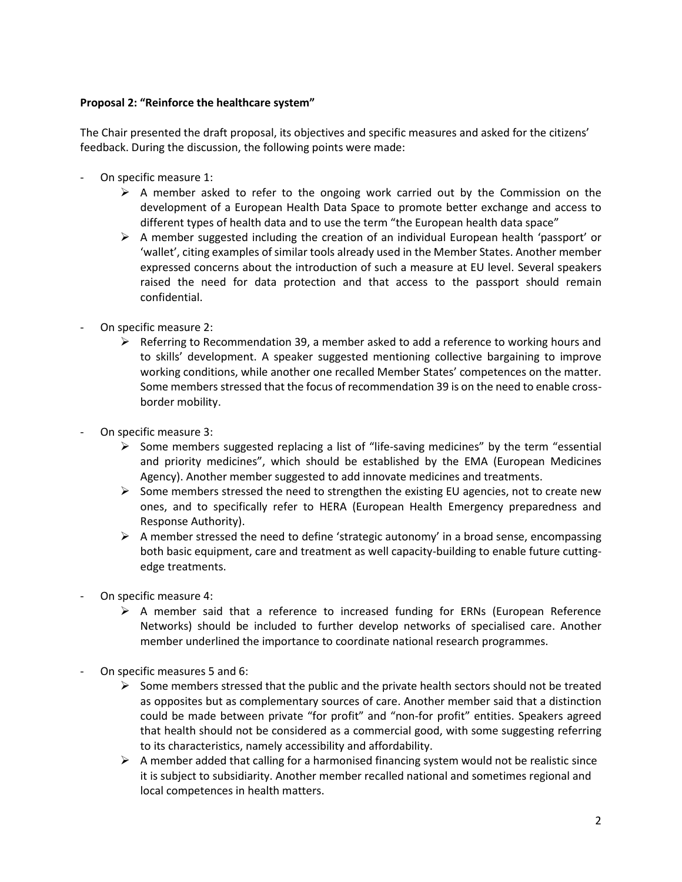**Proposal 2: "Reinforce the healthcare system"**

The Chair presented the draft proposal, its objectives and specific measures and asked for the citizens' feedback. During the discussion, the following points were made:

- On specific measure 1:
  - A member asked to refer to the ongoing work carried out by the Commission on the development of a European Health Data Space to promote better exchange and access to different types of health data and to use the term "the European health data space"
  - A member suggested including the creation of an individual European health 'passport' or 'wallet', citing examples of similar tools already used in the Member States. Another member expressed concerns about the introduction of such a measure at EU level. Several speakers raised the need for data protection and that access to the passport should remain confidential.

- On specific measure 2:
  - Referring to Recommendation 39, a member asked to add a reference to working hours and to skills' development. A speaker suggested mentioning collective bargaining to improve working conditions, while another one recalled Member States' competences on the matter. Some members stressed that the focus of recommendation 39 is on the need to enable cross-border mobility.

- On specific measure 3:
  - Some members suggested replacing a list of "life-saving medicines" by the term "essential and priority medicines", which should be established by the EMA (European Medicines Agency). Another member suggested to add innovate medicines and treatments.
  - Some members stressed the need to strengthen the existing EU agencies, not to create new ones, and to specifically refer to HERA (European Health Emergency preparedness and Response Authority).
  - A member stressed the need to define 'strategic autonomy' in a broad sense, encompassing both basic equipment, care and treatment as well capacity-building to enable future cutting-edge treatments.

- On specific measure 4:
  - A member said that a reference to increased funding for ERNs (European Reference Networks) should be included to further develop networks of specialised care. Another member underlined the importance to coordinate national research programmes.

- On specific measures 5 and 6:
  - Some members stressed that the public and the private health sectors should not be treated as opposites but as complementary sources of care. Another member said that a distinction could be made between private "for profit" and "non-for profit" entities. Speakers agreed that health should not be considered as a commercial good, with some suggesting referring to its characteristics, namely accessibility and affordability.
  - A member added that calling for a harmonised financing system would not be realistic since it is subject to subsidiarity. Another member recalled national and sometimes regional and local competences in health matters.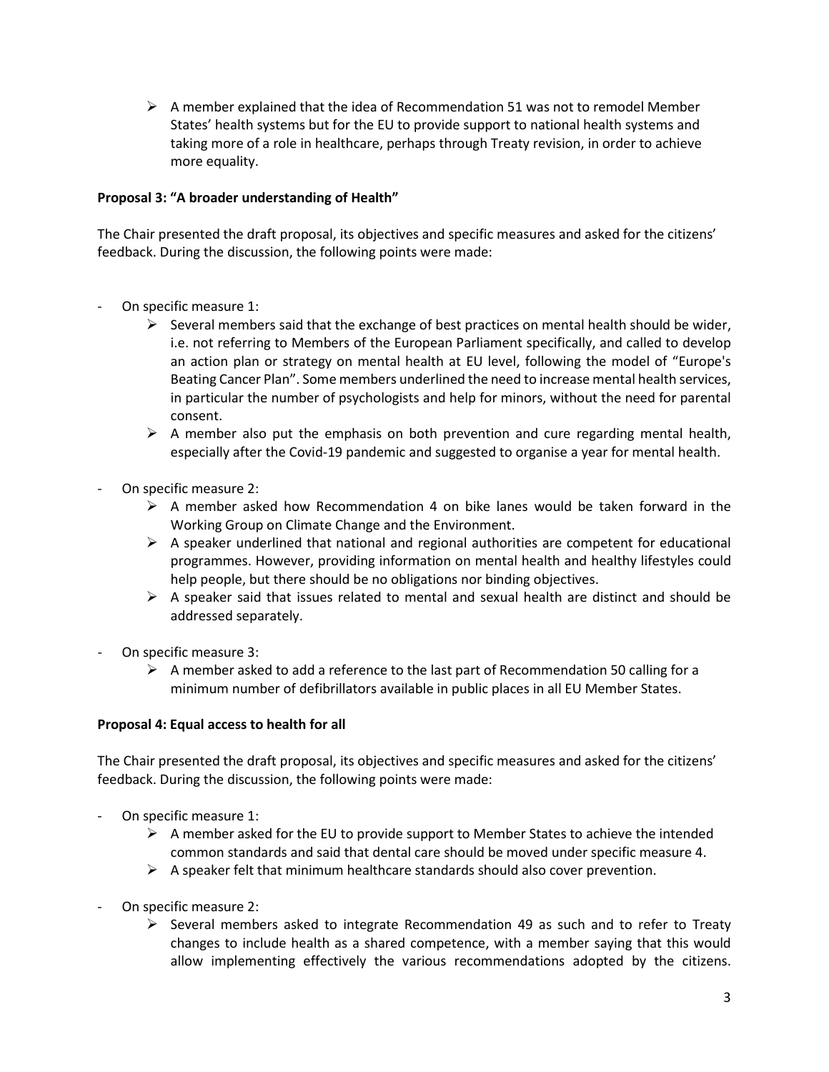- A member explained that the idea of Recommendation 51 was not to remodel Member States' health systems but for the EU to provide support to national health systems and taking more of a role in healthcare, perhaps through Treaty revision, in order to achieve more equality.

**Proposal 3: "A broader understanding of Health"**

The Chair presented the draft proposal, its objectives and specific measures and asked for the citizens' feedback. During the discussion, the following points were made:

- On specific measure 1:
  - Several members said that the exchange of best practices on mental health should be wider, i.e. not referring to Members of the European Parliament specifically, and called to develop an action plan or strategy on mental health at EU level, following the model of "Europe's Beating Cancer Plan". Some members underlined the need to increase mental health services, in particular the number of psychologists and help for minors, without the need for parental consent.
  - A member also put the emphasis on both prevention and cure regarding mental health, especially after the Covid-19 pandemic and suggested to organise a year for mental health.
- On specific measure 2:
  - A member asked how Recommendation 4 on bike lanes would be taken forward in the Working Group on Climate Change and the Environment.
  - A speaker underlined that national and regional authorities are competent for educational programmes. However, providing information on mental health and healthy lifestyles could help people, but there should be no obligations nor binding objectives.
  - A speaker said that issues related to mental and sexual health are distinct and should be addressed separately.
- On specific measure 3:
  - A member asked to add a reference to the last part of Recommendation 50 calling for a minimum number of defibrillators available in public places in all EU Member States.

**Proposal 4: Equal access to health for all**

The Chair presented the draft proposal, its objectives and specific measures and asked for the citizens' feedback. During the discussion, the following points were made:

- On specific measure 1:
  - A member asked for the EU to provide support to Member States to achieve the intended common standards and said that dental care should be moved under specific measure 4.
  - A speaker felt that minimum healthcare standards should also cover prevention.
- On specific measure 2:
  - Several members asked to integrate Recommendation 49 as such and to refer to Treaty changes to include health as a shared competence, with a member saying that this would allow implementing effectively the various recommendations adopted by the citizens.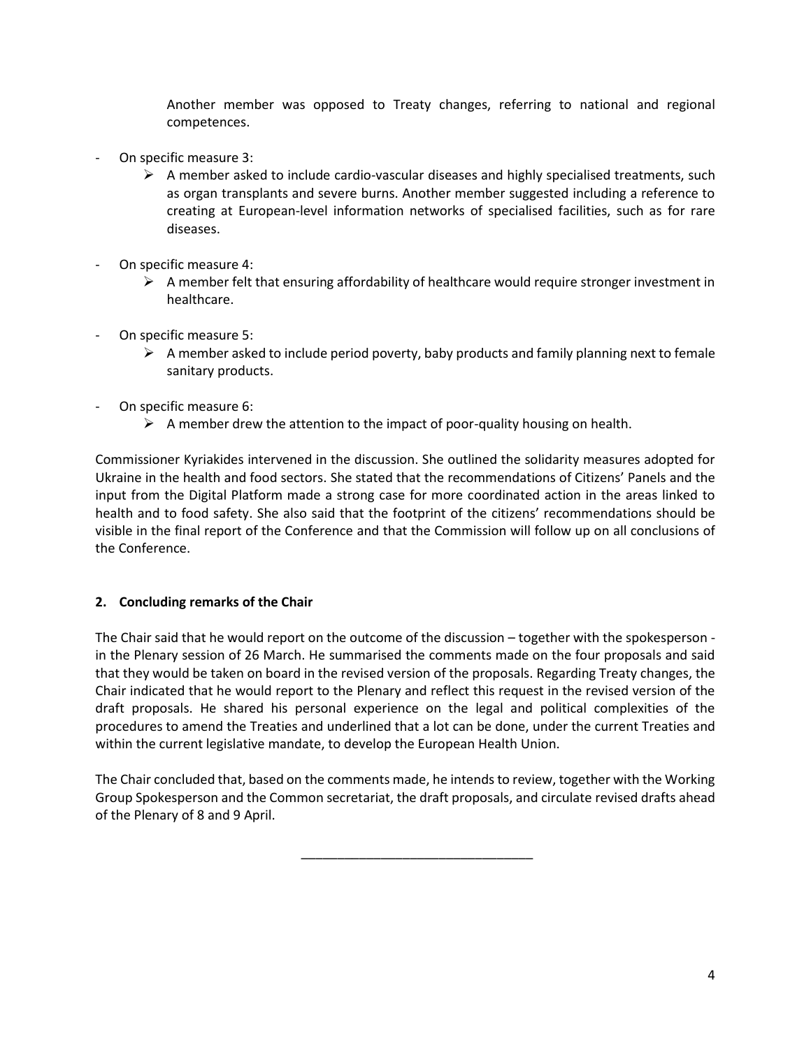Another member was opposed to Treaty changes, referring to national and regional competences.

- On specific measure 3:
  - A member asked to include cardio-vascular diseases and highly specialised treatments, such as organ transplants and severe burns. Another member suggested including a reference to creating at European-level information networks of specialised facilities, such as for rare diseases.

- On specific measure 4:
  - A member felt that ensuring affordability of healthcare would require stronger investment in healthcare.

- On specific measure 5:
  - A member asked to include period poverty, baby products and family planning next to female sanitary products.

- On specific measure 6:
  - A member drew the attention to the impact of poor-quality housing on health.

Commissioner Kyriakides intervened in the discussion. She outlined the solidarity measures adopted for Ukraine in the health and food sectors. She stated that the recommendations of Citizens' Panels and the input from the Digital Platform made a strong case for more coordinated action in the areas linked to health and to food safety. She also said that the footprint of the citizens' recommendations should be visible in the final report of the Conference and that the Commission will follow up on all conclusions of the Conference.

## 2. Concluding remarks of the Chair

The Chair said that he would report on the outcome of the discussion – together with the spokesperson - in the Plenary session of 26 March. He summarised the comments made on the four proposals and said that they would be taken on board in the revised version of the proposals. Regarding Treaty changes, the Chair indicated that he would report to the Plenary and reflect this request in the revised version of the draft proposals. He shared his personal experience on the legal and political complexities of the procedures to amend the Treaties and underlined that a lot can be done, under the current Treaties and within the current legislative mandate, to develop the European Health Union.

The Chair concluded that, based on the comments made, he intends to review, together with the Working Group Spokesperson and the Common secretariat, the draft proposals, and circulate revised drafts ahead of the Plenary of 8 and 9 April.

---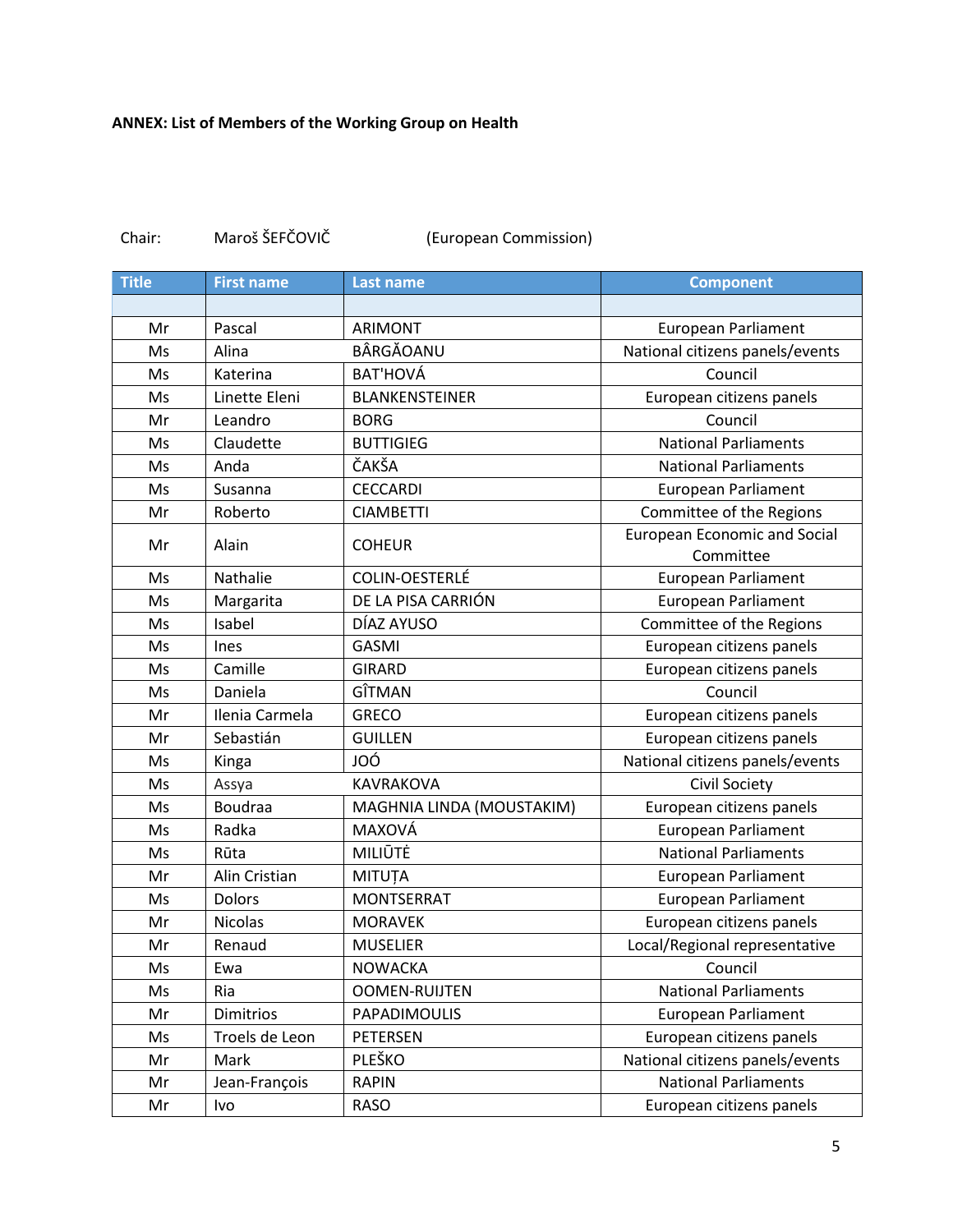**ANNEX: List of Members of the Working Group on Health**

Chair: Maroš ŠEFČOVIČ (European Commission)

| Title | First name | Last name | Component |
|---|---|---|---|
| | | | |
| Mr | Pascal | ARIMONT | European Parliament |
| Ms | Alina | BÂRGĂOANU | National citizens panels/events |
| Ms | Katerina | BAT'HOVÁ | Council |
| Ms | Linette Eleni | BLANKENSTEINER | European citizens panels |
| Mr | Leandro | BORG | Council |
| Ms | Claudette | BUTTIGIEG | National Parliaments |
| Ms | Anda | ČAKŠA | National Parliaments |
| Ms | Susanna | CECCARDI | European Parliament |
| Mr | Roberto | CIAMBETTI | Committee of the Regions |
| Mr | Alain | COHEUR | European Economic and Social Committee |
| Ms | Nathalie | COLIN-OESTERLÉ | European Parliament |
| Ms | Margarita | DE LA PISA CARRIÓN | European Parliament |
| Ms | Isabel | DÍAZ AYUSO | Committee of the Regions |
| Ms | Ines | GASMI | European citizens panels |
| Ms | Camille | GIRARD | European citizens panels |
| Ms | Daniela | GÎTMAN | Council |
| Mr | Ilenia Carmela | GRECO | European citizens panels |
| Mr | Sebastián | GUILLEN | European citizens panels |
| Ms | Kinga | JOÓ | National citizens panels/events |
| Ms | Assya | KAVRAKOVA | Civil Society |
| Ms | Boudraa | MAGHNIA LINDA (MOUSTAKIM) | European citizens panels |
| Ms | Radka | MAXOVÁ | European Parliament |
| Ms | Rūta | MILIŪTĖ | National Parliaments |
| Mr | Alin Cristian | MITUȚA | European Parliament |
| Ms | Dolors | MONTSERRAT | European Parliament |
| Mr | Nicolas | MORAVEK | European citizens panels |
| Mr | Renaud | MUSELIER | Local/Regional representative |
| Ms | Ewa | NOWACKA | Council |
| Ms | Ria | OOMEN-RUIJTEN | National Parliaments |
| Mr | Dimitrios | PAPADIMOULIS | European Parliament |
| Ms | Troels de Leon | PETERSEN | European citizens panels |
| Mr | Mark | PLEŠKO | National citizens panels/events |
| Mr | Jean-François | RAPIN | National Parliaments |
| Mr | Ivo | RASO | European citizens panels |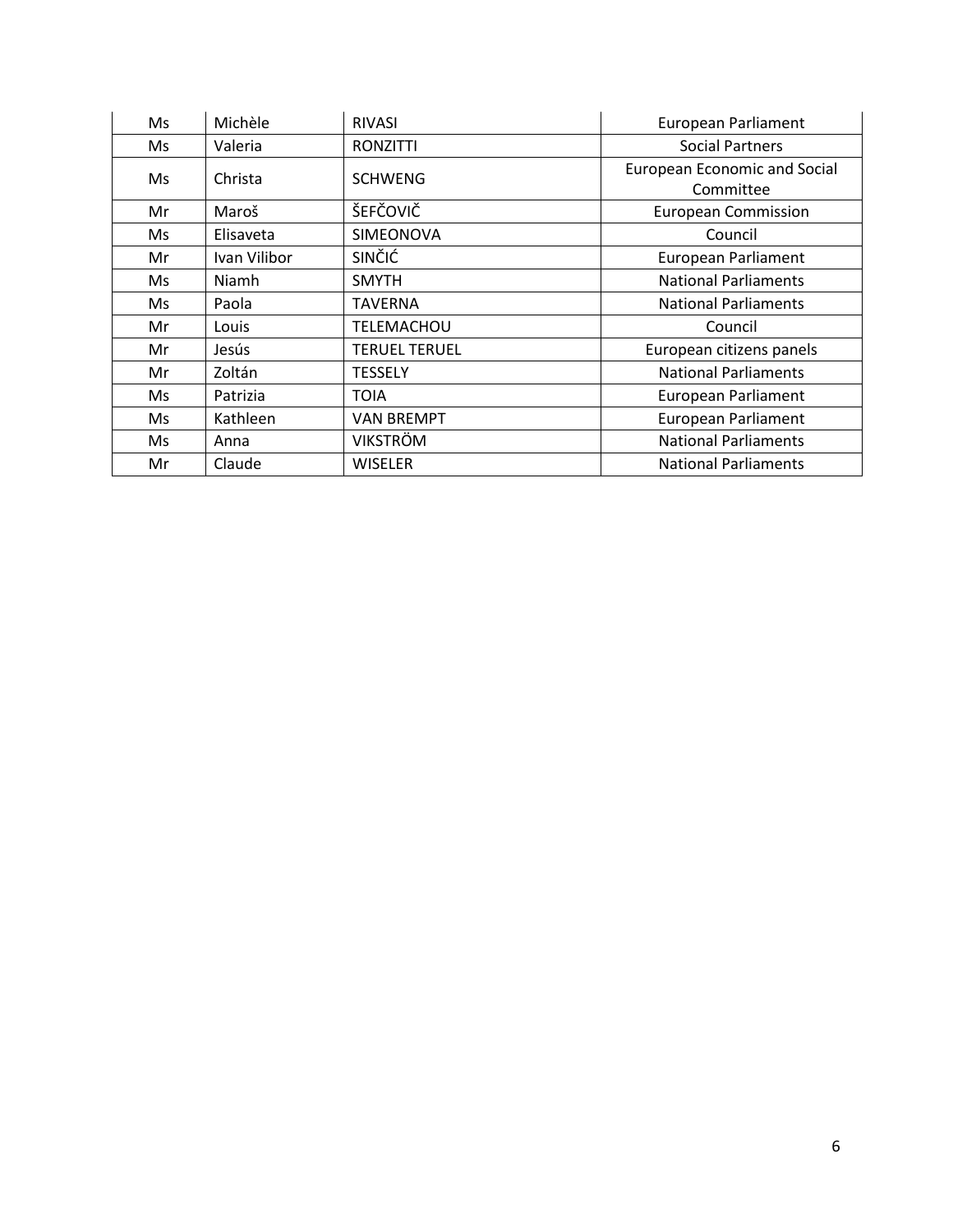| | | | |
|---|---|---|---|
| Ms | Michèle | RIVASI | European Parliament |
| Ms | Valeria | RONZITTI | Social Partners |
| Ms | Christa | SCHWENG | European Economic and Social Committee |
| Mr | Maroš | ŠEFČOVIČ | European Commission |
| Ms | Elisaveta | SIMEONOVA | Council |
| Mr | Ivan Vilibor | SINČIĆ | European Parliament |
| Ms | Niamh | SMYTH | National Parliaments |
| Ms | Paola | TAVERNA | National Parliaments |
| Mr | Louis | TELEMACHOU | Council |
| Mr | Jesús | TERUEL TERUEL | European citizens panels |
| Mr | Zoltán | TESSELY | National Parliaments |
| Ms | Patrizia | TOIA | European Parliament |
| Ms | Kathleen | VAN BREMPT | European Parliament |
| Ms | Anna | VIKSTRÖM | National Parliaments |
| Mr | Claude | WISELER | National Parliaments |